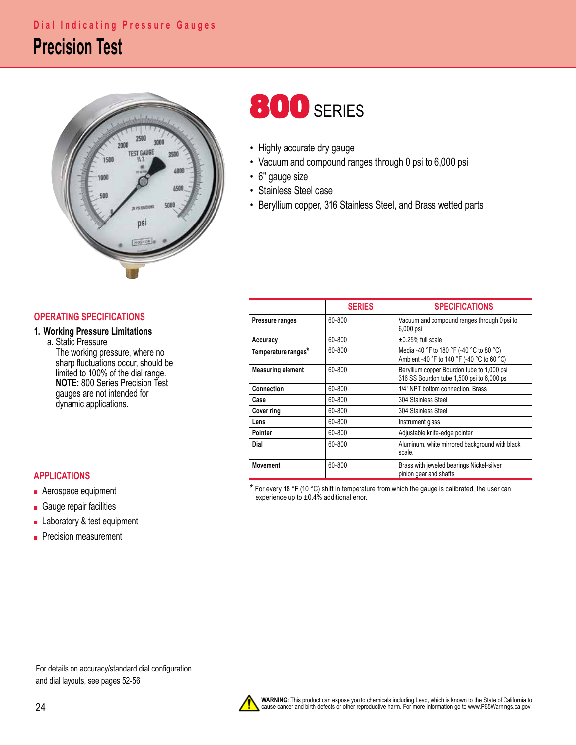Dial Indicating Pressure Gauges

# Precision Test

## 800 SERIES

- Highly accurate dry gauge
- Vacuum and compound ranges through 0 psi to 6,000 psi
- 6" gauge size
- Stainless Steel case
- Beryllium copper, 316 Stainless Steel, and Brass wetted parts

## OPERATING SPECIFICATIONS

### 1. Working Pressure Limitations

a. Static Pressure

The working pressure, where no sharp fluctuations occur, should be limited to 100% of the dial range.
**NOTE:** 800 Series Precision Test gauges are not intended for dynamic applications.

| | SERIES | SPECIFICATIONS |
|---|---|---|
| **Pressure ranges** | 60-800 | Vacuum and compound ranges through 0 psi to 6,000 psi |
| **Accuracy** | 60-800 | ±0.25% full scale |
| **Temperature ranges*** | 60-800 | Media -40 °F to 180 °F (-40 °C to 80 °C) Ambient -40 °F to 140 °F (-40 °C to 60 °C) |
| **Measuring element** | 60-800 | Beryllium copper Bourdon tube to 1,000 psi 316 SS Bourdon tube 1,500 psi to 6,000 psi |
| **Connection** | 60-800 | 1/4" NPT bottom connection, Brass |
| **Case** | 60-800 | 304 Stainless Steel |
| **Cover ring** | 60-800 | 304 Stainless Steel |
| **Lens** | 60-800 | Instrument glass |
| **Pointer** | 60-800 | Adjustable knife-edge pointer |
| **Dial** | 60-800 | Aluminum, white mirrored background with black scale. |
| **Movement** | 60-800 | Brass with jeweled bearings Nickel-silver pinion gear and shafts |

* For every 18 °F (10 °C) shift in temperature from which the gauge is calibrated, the user can experience up to ±0.4% additional error.

## APPLICATIONS

- Aerospace equipment
- Gauge repair facilities
- Laboratory & test equipment
- Precision measurement

For details on accuracy/standard dial configuration and dial layouts, see pages 52-56

**WARNING:** This product can expose you to chemicals including Lead, which is known to the State of California to cause cancer and birth defects or other reproductive harm. For more information go to www.P65Warnings.ca.gov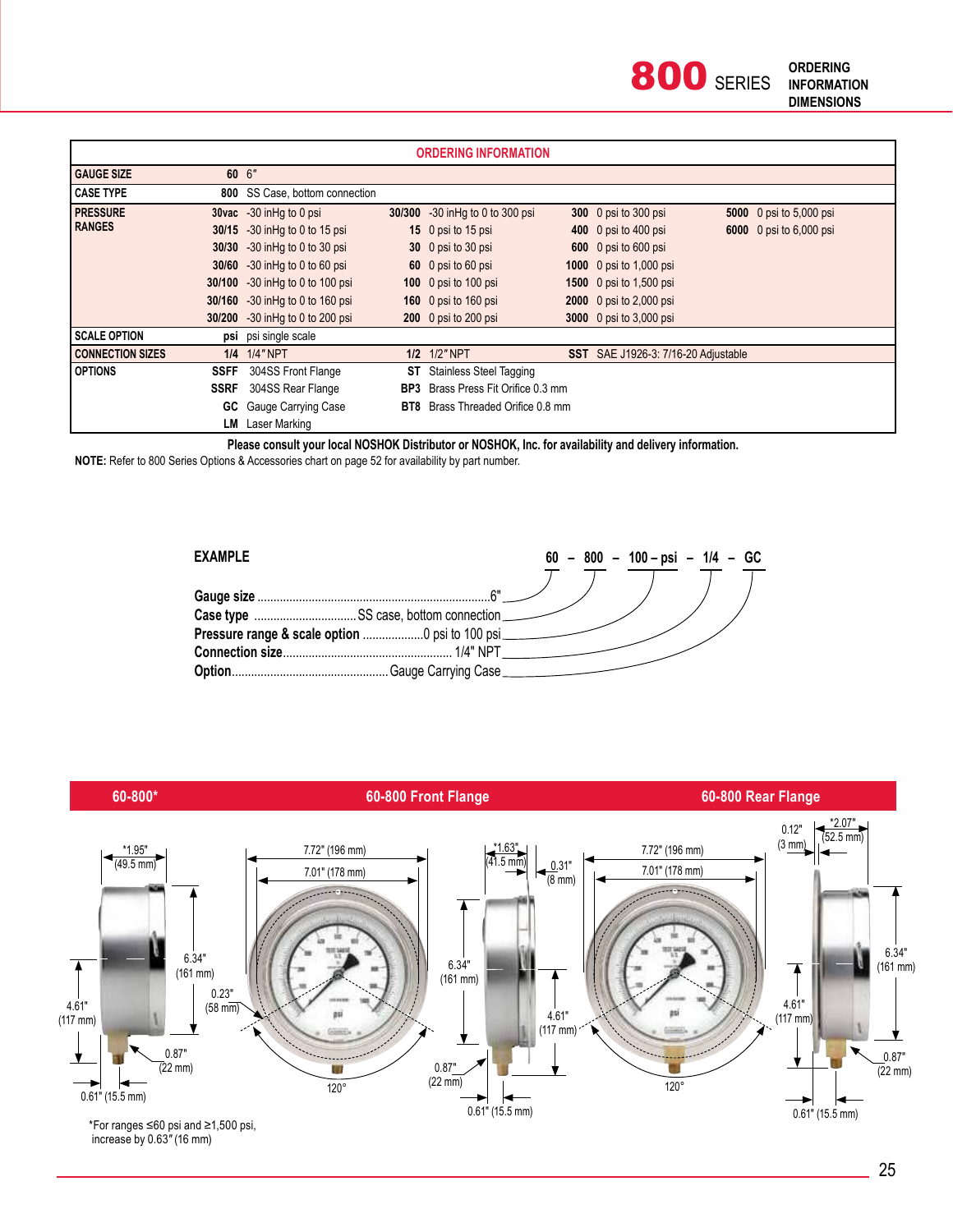# 800 SERIES

ORDERING INFORMATION
DIMENSIONS

## ORDERING INFORMATION

| | | | | | | | | |
|---|---|---|---|---|---|---|---|---|
| **GAUGE SIZE** | **60** | 6" | | | | | | |
| **CASE TYPE** | **800** | SS Case, bottom connection | | | | | | |
| **PRESSURE RANGES** | **30vac** | -30 inHg to 0 psi | **30/300** | -30 inHg to 0 to 300 psi | **300** | 0 psi to 300 psi | **5000** | 0 psi to 5,000 psi |
| | **30/15** | -30 inHg to 0 to 15 psi | **15** | 0 psi to 15 psi | **400** | 0 psi to 400 psi | **6000** | 0 psi to 6,000 psi |
| | **30/30** | -30 inHg to 0 to 30 psi | **30** | 0 psi to 30 psi | **600** | 0 psi to 600 psi | | |
| | **30/60** | -30 inHg to 0 to 60 psi | **60** | 0 psi to 60 psi | **1000** | 0 psi to 1,000 psi | | |
| | **30/100** | -30 inHg to 0 to 100 psi | **100** | 0 psi to 100 psi | **1500** | 0 psi to 1,500 psi | | |
| | **30/160** | -30 inHg to 0 to 160 psi | **160** | 0 psi to 160 psi | **2000** | 0 psi to 2,000 psi | | |
| | **30/200** | -30 inHg to 0 to 200 psi | **200** | 0 psi to 200 psi | **3000** | 0 psi to 3,000 psi | | |
| **SCALE OPTION** | **psi** | psi single scale | | | | | | |
| **CONNECTION SIZES** | **1/4** | 1/4" NPT | **1/2** | 1/2" NPT | **SST** | SAE J1926-3: 7/16-20 Adjustable | | |
| **OPTIONS** | **SSFF** | 304SS Front Flange | **ST** | Stainless Steel Tagging | | | | |
| | **SSRF** | 304SS Rear Flange | **BP3** | Brass Press Fit Orifice 0.3 mm | | | | |
| | **GC** | Gauge Carrying Case | **BT8** | Brass Threaded Orifice 0.8 mm | | | | |
| | **LM** | Laser Marking | | | | | | |

**Please consult your local NOSHOK Distributor or NOSHOK, Inc. for availability and delivery information.**

**NOTE:** Refer to 800 Series Options & Accessories chart on page 52 for availability by part number.

**EXAMPLE** **60 – 800 – 100 – psi – 1/4 – GC**

**Gauge size** ........................................ 6"
**Case type** ........................ SS case, bottom connection
**Pressure range & scale option** ............ 0 psi to 100 psi
**Connection size** ........................................ 1/4" NPT
**Option** ........................................ Gauge Carrying Case

## 60-800* | 60-800 Front Flange | 60-800 Rear Flange

*1.95" (49.5 mm)
6.34" (161 mm)
0.23" (58 mm)
4.61" (117 mm)
0.87" (22 mm)
0.61" (15.5 mm)
7.72" (196 mm)
7.01" (178 mm)
120°
*1.63" (41.5 mm)
0.31" (8 mm)
6.34" (161 mm)
4.61" (117 mm)
0.87" (22 mm)
0.61" (15.5 mm)
7.72" (196 mm)
7.01" (178 mm)
120°
0.12" (3 mm)
*2.07" (52.5 mm)
6.34" (161 mm)
4.61" (117 mm)
0.87" (22 mm)
0.61" (15.5 mm)

*For ranges ≤60 psi and ≥1,500 psi, increase by 0.63" (16 mm)